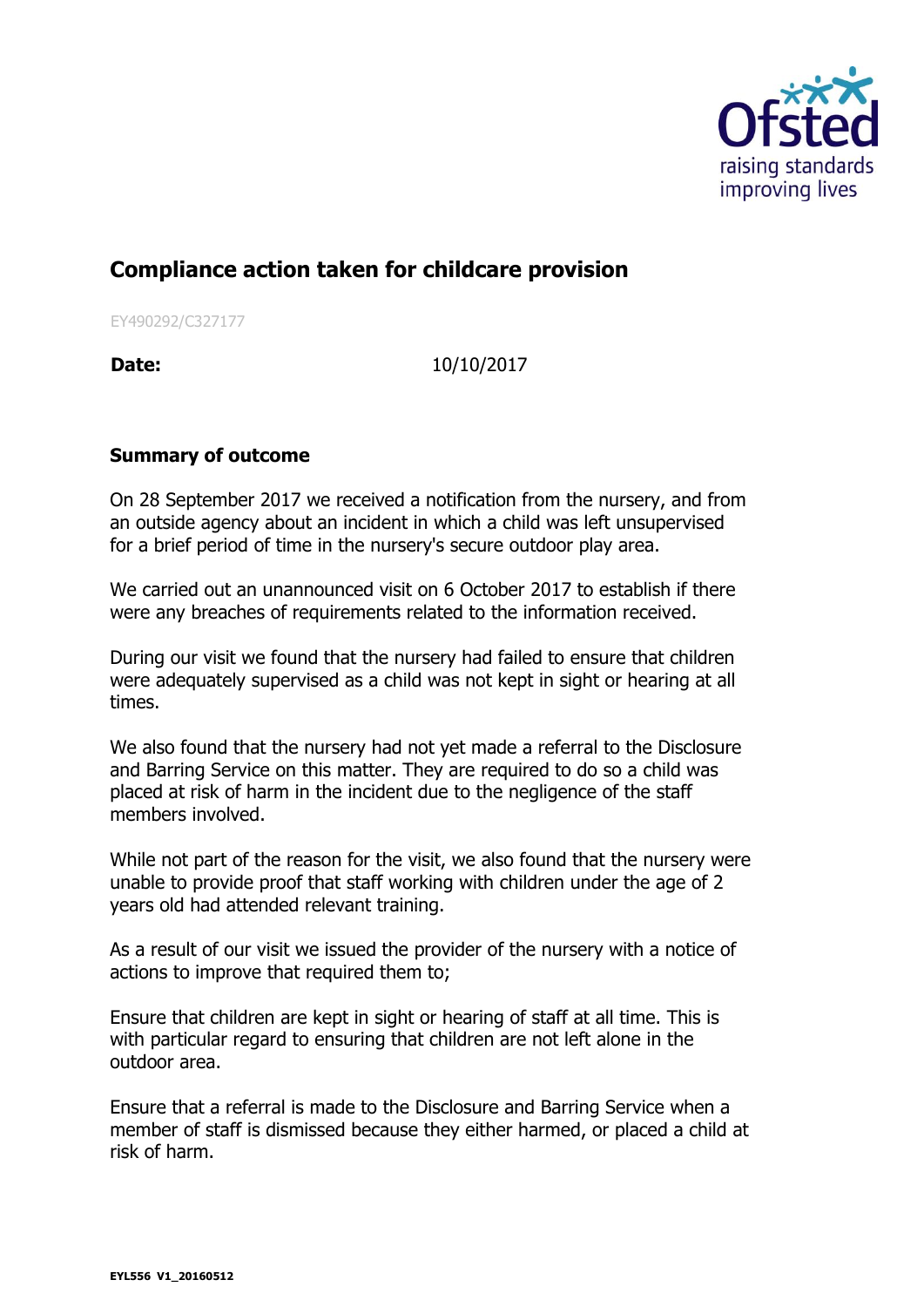Ofsted
raising standards
improving lives

## Compliance action taken for childcare provision

EY490292/C327177

**Date:** 10/10/2017

### Summary of outcome

On 28 September 2017 we received a notification from the nursery, and from an outside agency about an incident in which a child was left unsupervised for a brief period of time in the nursery's secure outdoor play area.

We carried out an unannounced visit on 6 October 2017 to establish if there were any breaches of requirements related to the information received.

During our visit we found that the nursery had failed to ensure that children were adequately supervised as a child was not kept in sight or hearing at all times.

We also found that the nursery had not yet made a referral to the Disclosure and Barring Service on this matter. They are required to do so a child was placed at risk of harm in the incident due to the negligence of the staff members involved.

While not part of the reason for the visit, we also found that the nursery were unable to provide proof that staff working with children under the age of 2 years old had attended relevant training.

As a result of our visit we issued the provider of the nursery with a notice of actions to improve that required them to;

Ensure that children are kept in sight or hearing of staff at all time. This is with particular regard to ensuring that children are not left alone in the outdoor area.

Ensure that a referral is made to the Disclosure and Barring Service when a member of staff is dismissed because they either harmed, or placed a child at risk of harm.

EYL556 V1_20160512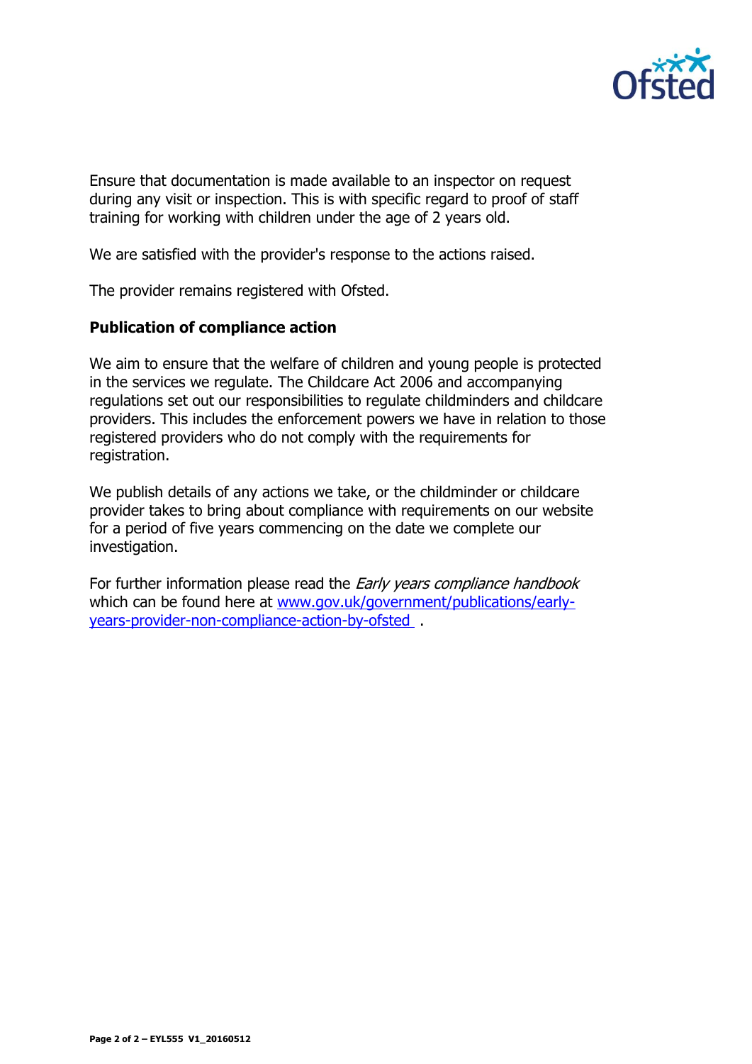Ensure that documentation is made available to an inspector on request during any visit or inspection. This is with specific regard to proof of staff training for working with children under the age of 2 years old.

We are satisfied with the provider's response to the actions raised.

The provider remains registered with Ofsted.

### Publication of compliance action

We aim to ensure that the welfare of children and young people is protected in the services we regulate. The Childcare Act 2006 and accompanying regulations set out our responsibilities to regulate childminders and childcare providers. This includes the enforcement powers we have in relation to those registered providers who do not comply with the requirements for registration.

We publish details of any actions we take, or the childminder or childcare provider takes to bring about compliance with requirements on our website for a period of five years commencing on the date we complete our investigation.

For further information please read the *Early years compliance handbook* which can be found here at [www.gov.uk/government/publications/early-years-provider-non-compliance-action-by-ofsted](www.gov.uk/government/publications/early-years-provider-non-compliance-action-by-ofsted) .